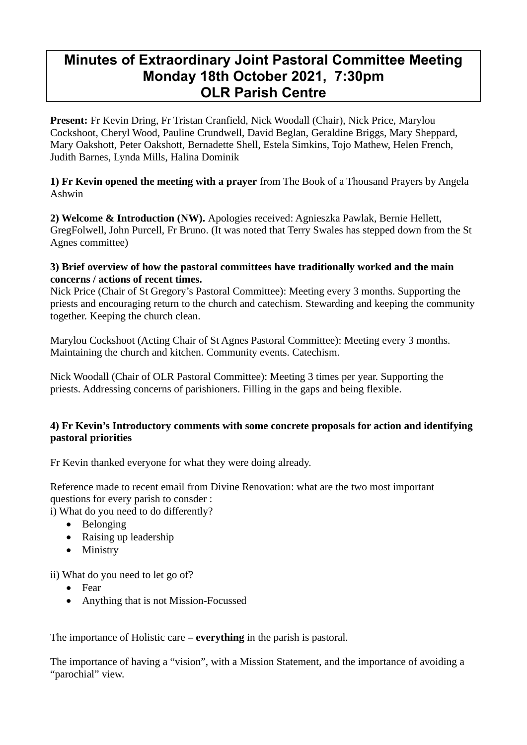# Minutes of Extraordinary Joint Pastoral Committee Meeting
# Monday 18th October 2021, 7:30pm
# OLR Parish Centre

**Present:** Fr Kevin Dring, Fr Tristan Cranfield, Nick Woodall (Chair), Nick Price, Marylou Cockshoot, Cheryl Wood, Pauline Crundwell, David Beglan, Geraldine Briggs, Mary Sheppard, Mary Oakshott, Peter Oakshott, Bernadette Shell, Estela Simkins, Tojo Mathew, Helen French, Judith Barnes, Lynda Mills, Halina Dominik

**1) Fr Kevin opened the meeting with a prayer** from The Book of a Thousand Prayers by Angela Ashwin

**2) Welcome & Introduction (NW).** Apologies received: Agnieszka Pawlak, Bernie Hellett, GregFolwell, John Purcell, Fr Bruno. (It was noted that Terry Swales has stepped down from the St Agnes committee)

**3) Brief overview of how the pastoral committees have traditionally worked and the main concerns / actions of recent times.**

Nick Price (Chair of St Gregory's Pastoral Committee): Meeting every 3 months. Supporting the priests and encouraging return to the church and catechism. Stewarding and keeping the community together. Keeping the church clean.

Marylou Cockshoot (Acting Chair of St Agnes Pastoral Committee): Meeting every 3 months. Maintaining the church and kitchen. Community events. Catechism.

Nick Woodall (Chair of OLR Pastoral Committee): Meeting 3 times per year. Supporting the priests. Addressing concerns of parishioners. Filling in the gaps and being flexible.

**4) Fr Kevin's Introductory comments with some concrete proposals for action and identifying pastoral priorities**

Fr Kevin thanked everyone for what they were doing already.

Reference made to recent email from Divine Renovation: what are the two most important questions for every parish to consder :

i) What do you need to do differently?

- Belonging
- Raising up leadership
- Ministry

ii) What do you need to let go of?

- Fear
- Anything that is not Mission-Focussed

The importance of Holistic care – **everything** in the parish is pastoral.

The importance of having a "vision", with a Mission Statement, and the importance of avoiding a "parochial" view.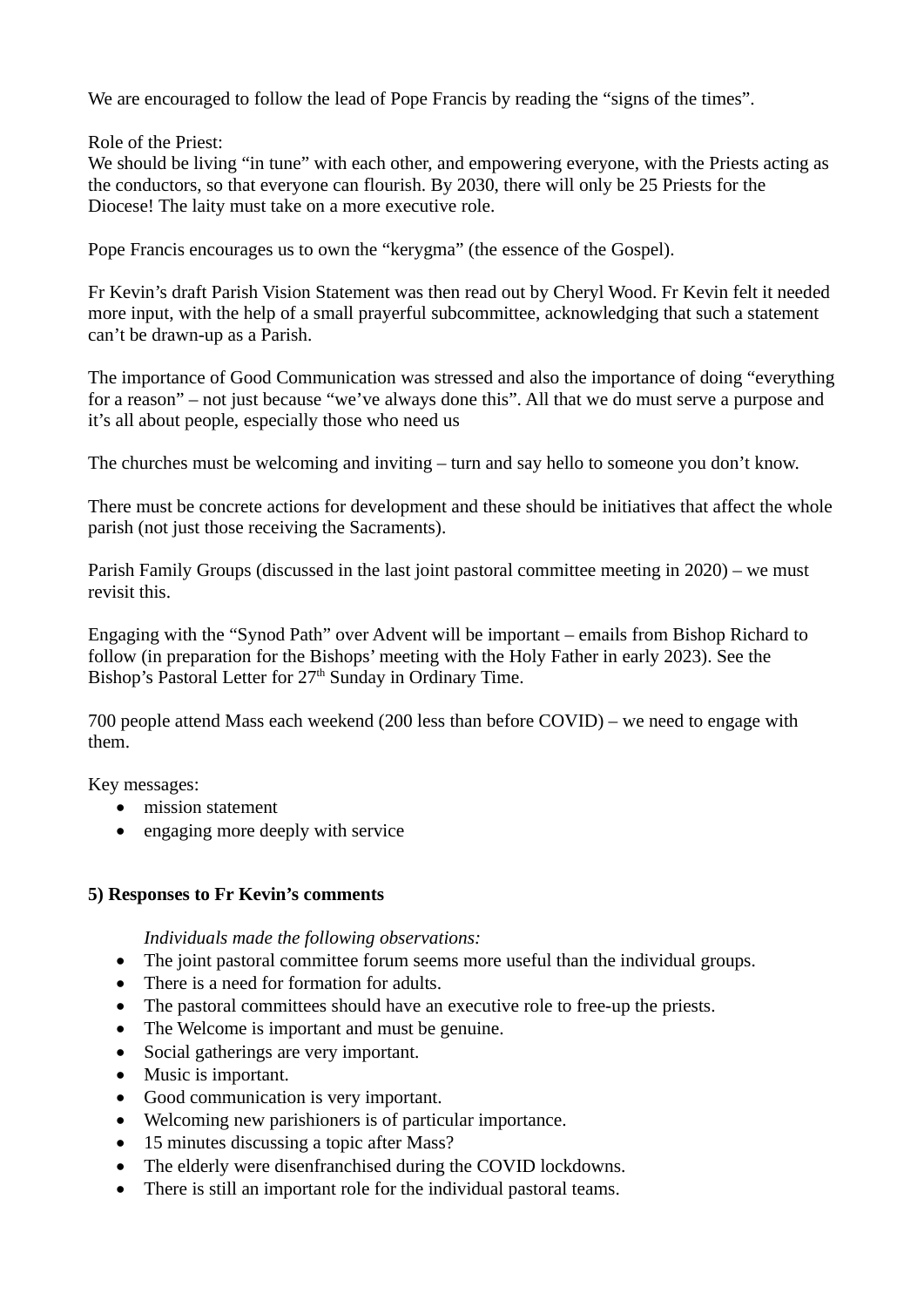We are encouraged to follow the lead of Pope Francis by reading the "signs of the times".

Role of the Priest:
We should be living "in tune" with each other, and empowering everyone, with the Priests acting as the conductors, so that everyone can flourish. By 2030, there will only be 25 Priests for the Diocese! The laity must take on a more executive role.

Pope Francis encourages us to own the "kerygma" (the essence of the Gospel).

Fr Kevin's draft Parish Vision Statement was then read out by Cheryl Wood. Fr Kevin felt it needed more input, with the help of a small prayerful subcommittee, acknowledging that such a statement can't be drawn-up as a Parish.

The importance of Good Communication was stressed and also the importance of doing "everything for a reason" – not just because "we've always done this". All that we do must serve a purpose and it's all about people, especially those who need us

The churches must be welcoming and inviting – turn and say hello to someone you don't know.

There must be concrete actions for development and these should be initiatives that affect the whole parish (not just those receiving the Sacraments).

Parish Family Groups (discussed in the last joint pastoral committee meeting in 2020) – we must revisit this.

Engaging with the "Synod Path" over Advent will be important – emails from Bishop Richard to follow (in preparation for the Bishops' meeting with the Holy Father in early 2023). See the Bishop's Pastoral Letter for 27th Sunday in Ordinary Time.

700 people attend Mass each weekend (200 less than before COVID) – we need to engage with them.

Key messages:

- mission statement
- engaging more deeply with service

**5) Responses to Fr Kevin's comments**

*Individuals made the following observations:*

- The joint pastoral committee forum seems more useful than the individual groups.
- There is a need for formation for adults.
- The pastoral committees should have an executive role to free-up the priests.
- The Welcome is important and must be genuine.
- Social gatherings are very important.
- Music is important.
- Good communication is very important.
- Welcoming new parishioners is of particular importance.
- 15 minutes discussing a topic after Mass?
- The elderly were disenfranchised during the COVID lockdowns.
- There is still an important role for the individual pastoral teams.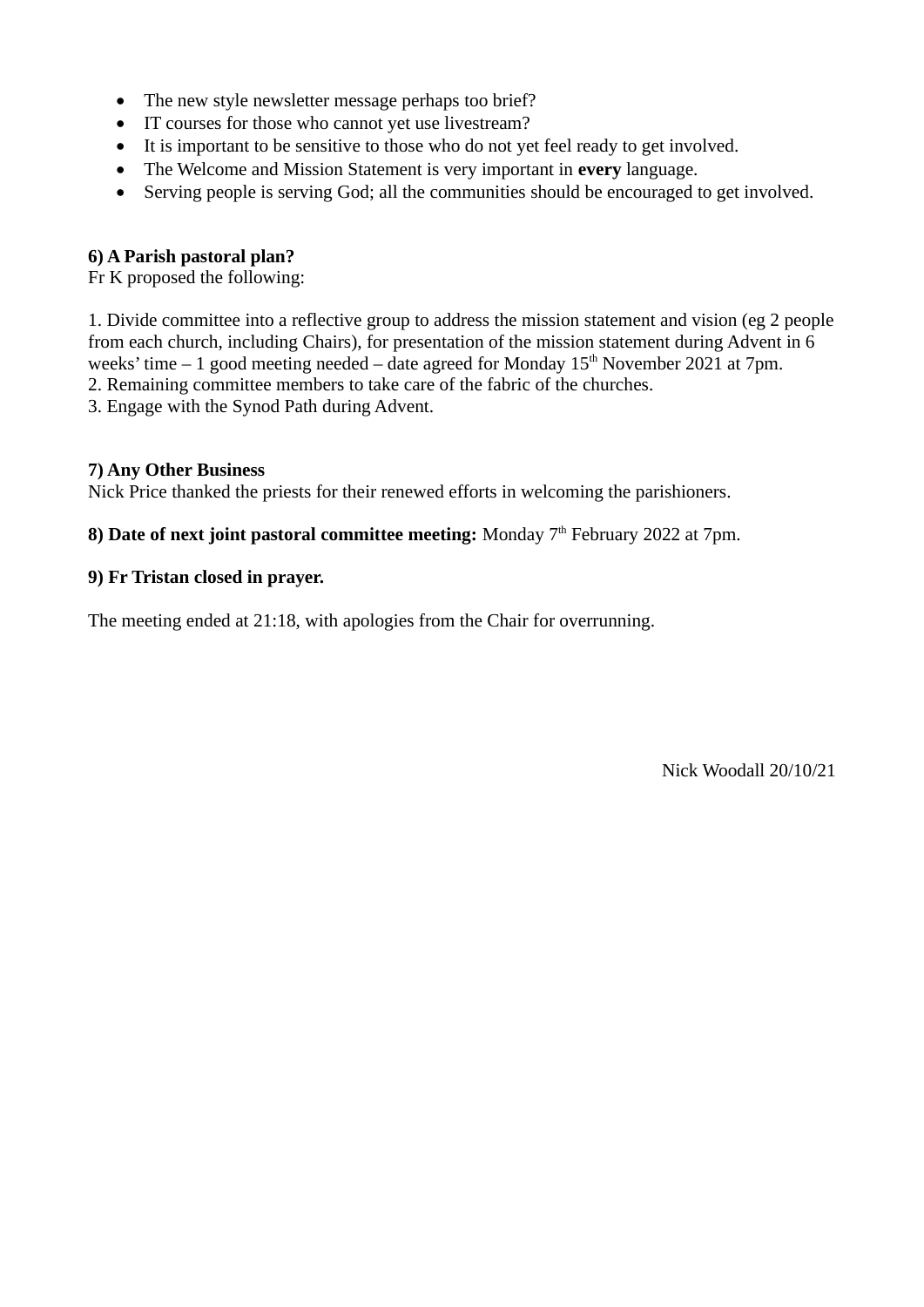- The new style newsletter message perhaps too brief?
- IT courses for those who cannot yet use livestream?
- It is important to be sensitive to those who do not yet feel ready to get involved.
- The Welcome and Mission Statement is very important in **every** language.
- Serving people is serving God; all the communities should be encouraged to get involved.

**6) A Parish pastoral plan?**
Fr K proposed the following:

1. Divide committee into a reflective group to address the mission statement and vision (eg 2 people from each church, including Chairs), for presentation of the mission statement during Advent in 6 weeks' time – 1 good meeting needed – date agreed for Monday 15th November 2021 at 7pm.
2. Remaining committee members to take care of the fabric of the churches.
3. Engage with the Synod Path during Advent.

**7) Any Other Business**
Nick Price thanked the priests for their renewed efforts in welcoming the parishioners.

**8) Date of next joint pastoral committee meeting:** Monday 7th February 2022 at 7pm.

**9) Fr Tristan closed in prayer.**

The meeting ended at 21:18, with apologies from the Chair for overrunning.

Nick Woodall 20/10/21